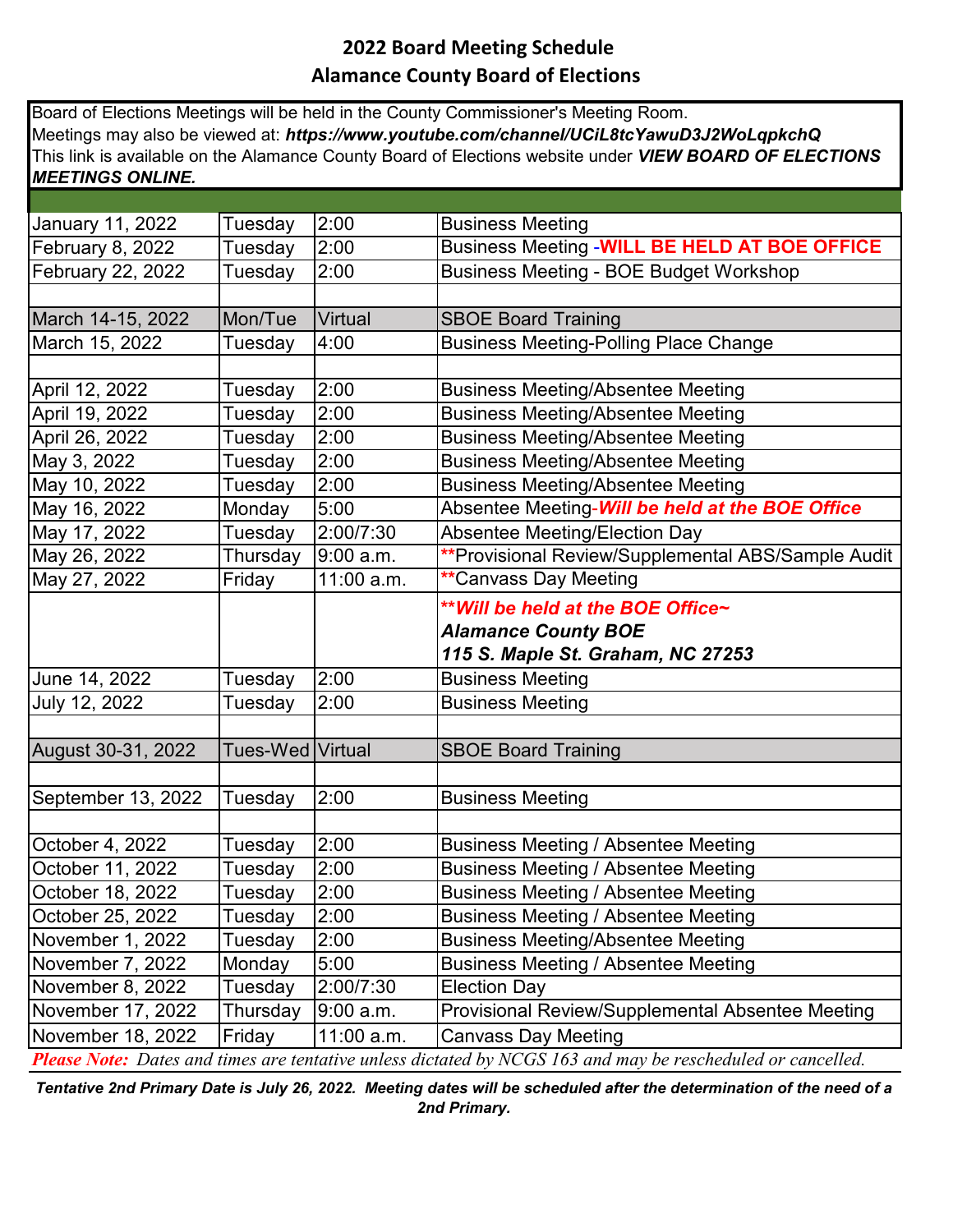# 2022 Board Meeting Schedule
## Alamance County Board of Elections

Board of Elections Meetings will be held in the County Commissioner's Meeting Room.
Meetings may also be viewed at: ***https://www.youtube.com/channel/UCiL8tcYawuD3J2WoLqpkchQ***
This link is available on the Alamance County Board of Elections website under ***VIEW BOARD OF ELECTIONS MEETINGS ONLINE.***

| Date | Day | Time | Meeting |
|---|---|---|---|
| January 11, 2022 | Tuesday | 2:00 | Business Meeting |
| February 8, 2022 | Tuesday | 2:00 | Business Meeting -**WILL BE HELD AT BOE OFFICE** |
| February 22, 2022 | Tuesday | 2:00 | Business Meeting - BOE Budget Workshop |
| | | | |
| March 14-15, 2022 | Mon/Tue | Virtual | SBOE Board Training |
| March 15, 2022 | Tuesday | 4:00 | Business Meeting-Polling Place Change |
| | | | |
| April 12, 2022 | Tuesday | 2:00 | Business Meeting/Absentee Meeting |
| April 19, 2022 | Tuesday | 2:00 | Business Meeting/Absentee Meeting |
| April 26, 2022 | Tuesday | 2:00 | Business Meeting/Absentee Meeting |
| May 3, 2022 | Tuesday | 2:00 | Business Meeting/Absentee Meeting |
| May 10, 2022 | Tuesday | 2:00 | Business Meeting/Absentee Meeting |
| May 16, 2022 | Monday | 5:00 | Absentee Meeting-***Will be held at the BOE Office*** |
| May 17, 2022 | Tuesday | 2:00/7:30 | Absentee Meeting/Election Day |
| May 26, 2022 | Thursday | 9:00 a.m. | **Provisional Review/Supplemental ABS/Sample Audit |
| May 27, 2022 | Friday | 11:00 a.m. | **Canvass Day Meeting |
| | | | ***\*\*Will be held at the BOE Office~ Alamance County BOE 115 S. Maple St. Graham, NC 27253*** |
| June 14, 2022 | Tuesday | 2:00 | Business Meeting |
| July 12, 2022 | Tuesday | 2:00 | Business Meeting |
| | | | |
| August 30-31, 2022 | Tues-Wed | Virtual | SBOE Board Training |
| | | | |
| September 13, 2022 | Tuesday | 2:00 | Business Meeting |
| | | | |
| October 4, 2022 | Tuesday | 2:00 | Business Meeting / Absentee Meeting |
| October 11, 2022 | Tuesday | 2:00 | Business Meeting / Absentee Meeting |
| October 18, 2022 | Tuesday | 2:00 | Business Meeting / Absentee Meeting |
| October 25, 2022 | Tuesday | 2:00 | Business Meeting / Absentee Meeting |
| November 1, 2022 | Tuesday | 2:00 | Business Meeting/Absentee Meeting |
| November 7, 2022 | Monday | 5:00 | Business Meeting / Absentee Meeting |
| November 8, 2022 | Tuesday | 2:00/7:30 | Election Day |
| November 17, 2022 | Thursday | 9:00 a.m. | Provisional Review/Supplemental Absentee Meeting |
| November 18, 2022 | Friday | 11:00 a.m. | Canvass Day Meeting |

***Please Note:*** *Dates and times are tentative unless dictated by NCGS 163 and may be rescheduled or cancelled.*

***Tentative 2nd Primary Date is July 26, 2022. Meeting dates will be scheduled after the determination of the need of a 2nd Primary.***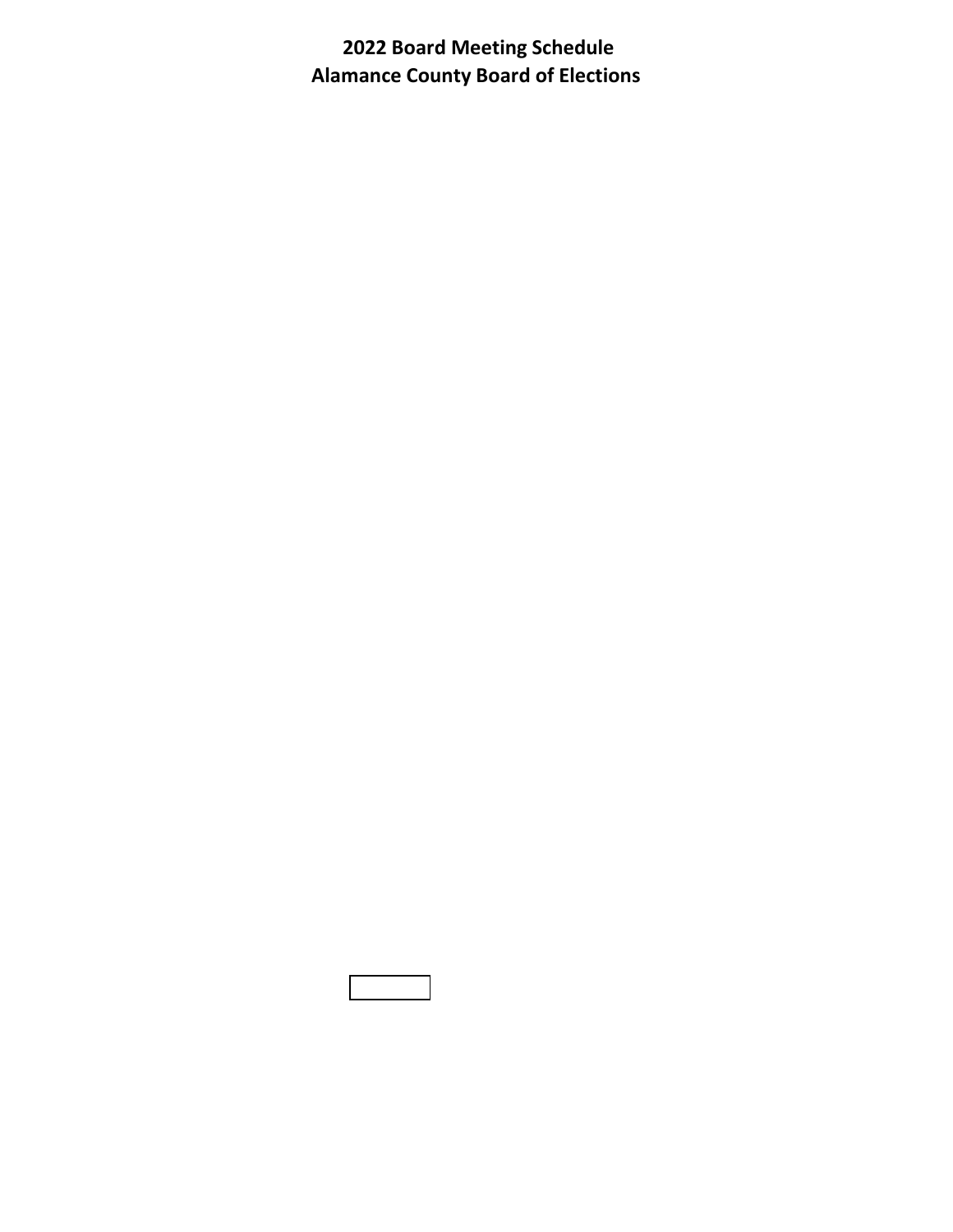**2022 Board Meeting Schedule**
**Alamance County Board of Elections**